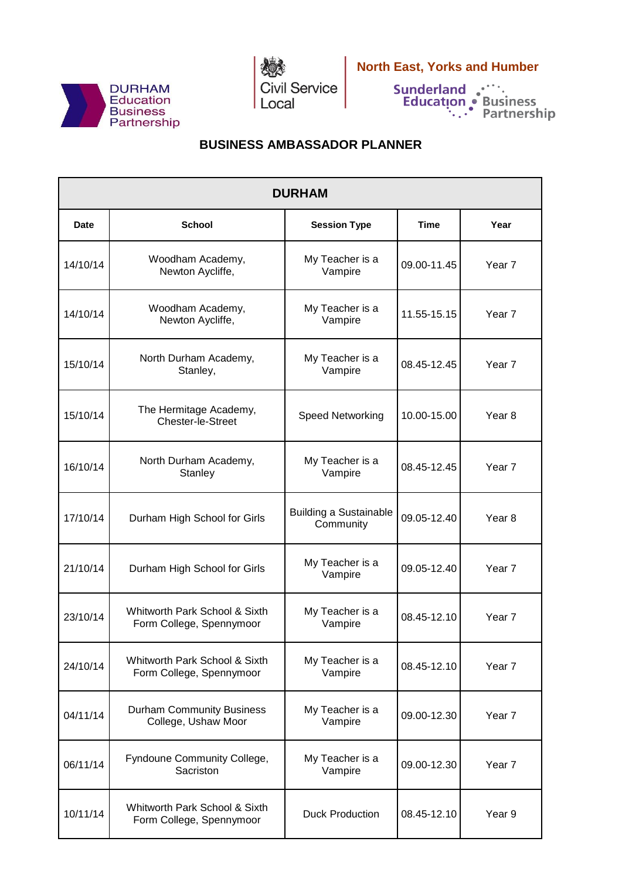DURHAM Education Business Partnership

Civil Service Local

North East, Yorks and Humber

Sunderland Education Business Partnership

# BUSINESS AMBASSADOR PLANNER

| DURHAM | | | | |
|---|---|---|---|---|
| **Date** | **School** | **Session Type** | **Time** | **Year** |
| 14/10/14 | Woodham Academy, Newton Aycliffe, | My Teacher is a Vampire | 09.00-11.45 | Year 7 |
| 14/10/14 | Woodham Academy, Newton Aycliffe, | My Teacher is a Vampire | 11.55-15.15 | Year 7 |
| 15/10/14 | North Durham Academy, Stanley, | My Teacher is a Vampire | 08.45-12.45 | Year 7 |
| 15/10/14 | The Hermitage Academy, Chester-le-Street | Speed Networking | 10.00-15.00 | Year 8 |
| 16/10/14 | North Durham Academy, Stanley | My Teacher is a Vampire | 08.45-12.45 | Year 7 |
| 17/10/14 | Durham High School for Girls | Building a Sustainable Community | 09.05-12.40 | Year 8 |
| 21/10/14 | Durham High School for Girls | My Teacher is a Vampire | 09.05-12.40 | Year 7 |
| 23/10/14 | Whitworth Park School & Sixth Form College, Spennymoor | My Teacher is a Vampire | 08.45-12.10 | Year 7 |
| 24/10/14 | Whitworth Park School & Sixth Form College, Spennymoor | My Teacher is a Vampire | 08.45-12.10 | Year 7 |
| 04/11/14 | Durham Community Business College, Ushaw Moor | My Teacher is a Vampire | 09.00-12.30 | Year 7 |
| 06/11/14 | Fyndoune Community College, Sacriston | My Teacher is a Vampire | 09.00-12.30 | Year 7 |
| 10/11/14 | Whitworth Park School & Sixth Form College, Spennymoor | Duck Production | 08.45-12.10 | Year 9 |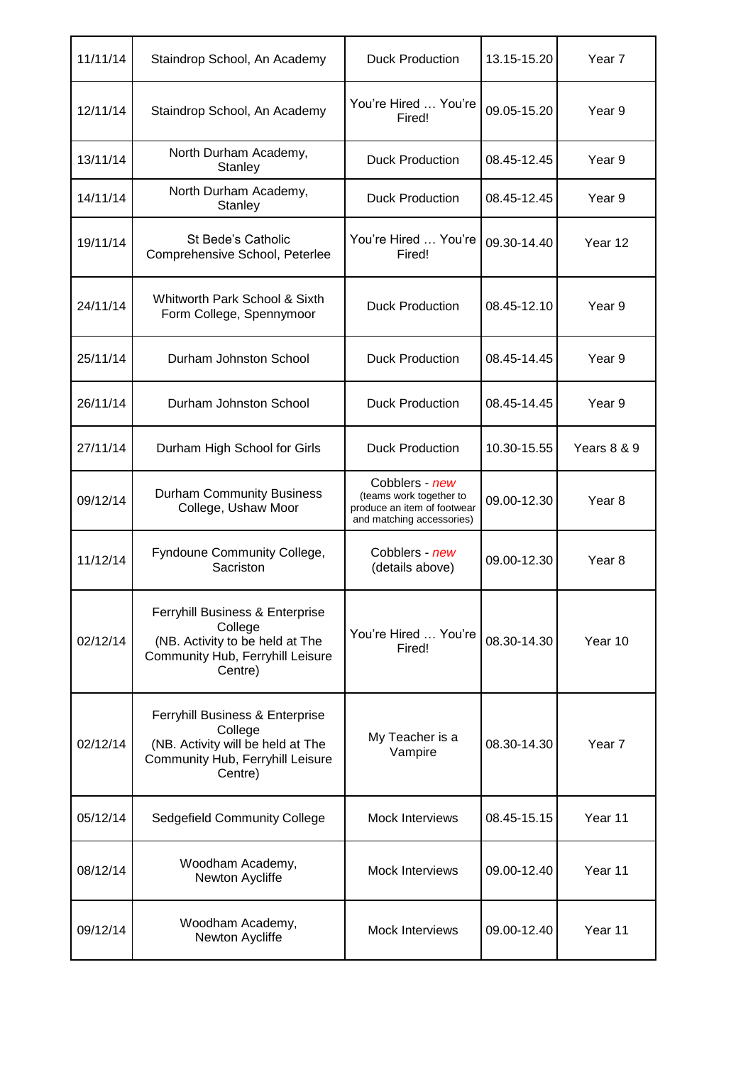| 11/11/14 | Staindrop School, An Academy | Duck Production | 13.15-15.20 | Year 7 |
|---|---|---|---|---|
| 12/11/14 | Staindrop School, An Academy | You're Hired … You're Fired! | 09.05-15.20 | Year 9 |
| 13/11/14 | North Durham Academy, Stanley | Duck Production | 08.45-12.45 | Year 9 |
| 14/11/14 | North Durham Academy, Stanley | Duck Production | 08.45-12.45 | Year 9 |
| 19/11/14 | St Bede's Catholic Comprehensive School, Peterlee | You're Hired … You're Fired! | 09.30-14.40 | Year 12 |
| 24/11/14 | Whitworth Park School & Sixth Form College, Spennymoor | Duck Production | 08.45-12.10 | Year 9 |
| 25/11/14 | Durham Johnston School | Duck Production | 08.45-14.45 | Year 9 |
| 26/11/14 | Durham Johnston School | Duck Production | 08.45-14.45 | Year 9 |
| 27/11/14 | Durham High School for Girls | Duck Production | 10.30-15.55 | Years 8 & 9 |
| 09/12/14 | Durham Community Business College, Ushaw Moor | Cobblers - *new* (teams work together to produce an item of footwear and matching accessories) | 09.00-12.30 | Year 8 |
| 11/12/14 | Fyndoune Community College, Sacriston | Cobblers - *new* (details above) | 09.00-12.30 | Year 8 |
| 02/12/14 | Ferryhill Business & Enterprise College (NB. Activity to be held at The Community Hub, Ferryhill Leisure Centre) | You're Hired … You're Fired! | 08.30-14.30 | Year 10 |
| 02/12/14 | Ferryhill Business & Enterprise College (NB. Activity will be held at The Community Hub, Ferryhill Leisure Centre) | My Teacher is a Vampire | 08.30-14.30 | Year 7 |
| 05/12/14 | Sedgefield Community College | Mock Interviews | 08.45-15.15 | Year 11 |
| 08/12/14 | Woodham Academy, Newton Aycliffe | Mock Interviews | 09.00-12.40 | Year 11 |
| 09/12/14 | Woodham Academy, Newton Aycliffe | Mock Interviews | 09.00-12.40 | Year 11 |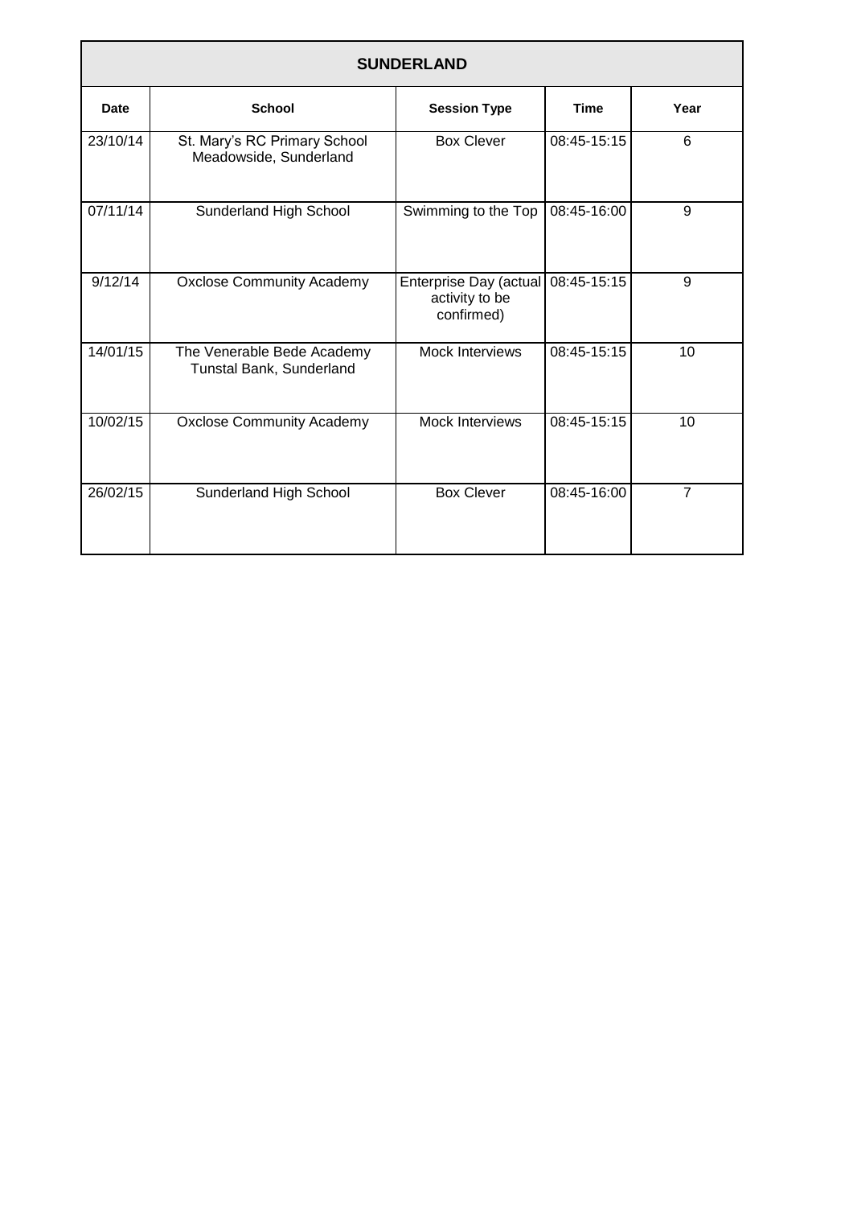| SUNDERLAND | | | | |
|---|---|---|---|---|
| **Date** | **School** | **Session Type** | **Time** | **Year** |
| 23/10/14 | St. Mary's RC Primary School Meadowside, Sunderland | Box Clever | 08:45-15:15 | 6 |
| 07/11/14 | Sunderland High School | Swimming to the Top | 08:45-16:00 | 9 |
| 9/12/14 | Oxclose Community Academy | Enterprise Day (actual activity to be confirmed) | 08:45-15:15 | 9 |
| 14/01/15 | The Venerable Bede Academy Tunstal Bank, Sunderland | Mock Interviews | 08:45-15:15 | 10 |
| 10/02/15 | Oxclose Community Academy | Mock Interviews | 08:45-15:15 | 10 |
| 26/02/15 | Sunderland High School | Box Clever | 08:45-16:00 | 7 |